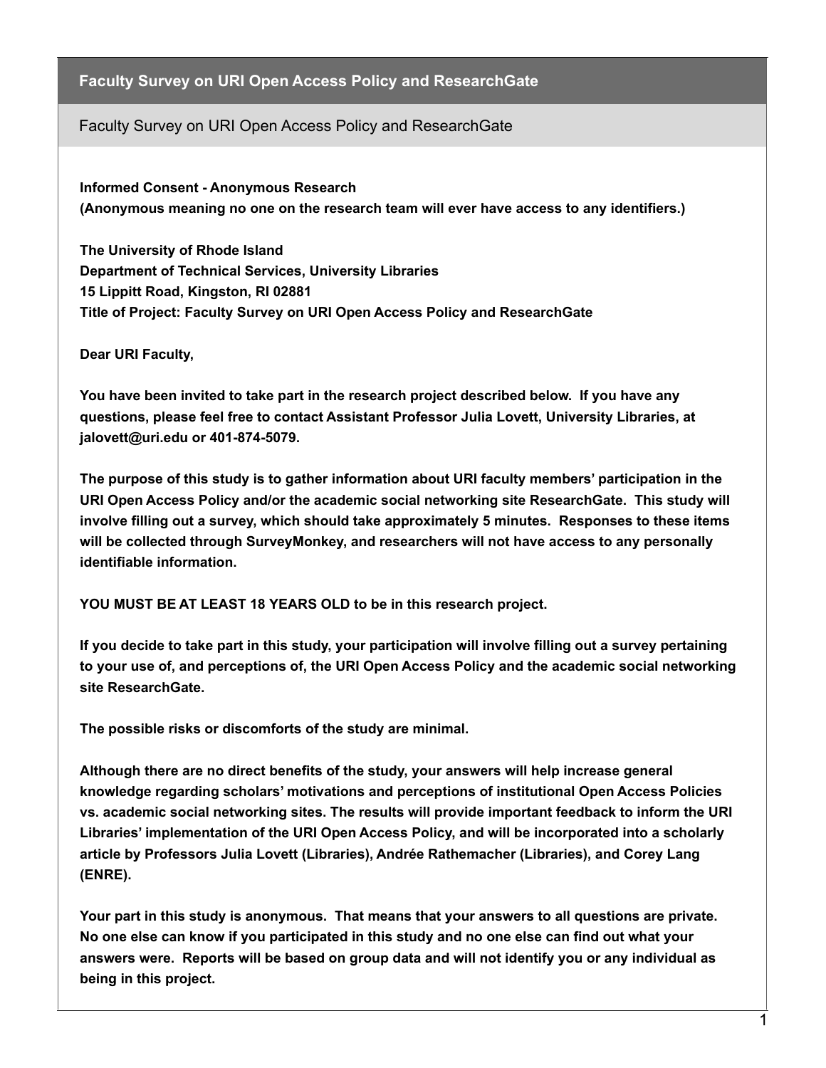# Faculty Survey on URI Open Access Policy and ResearchGate

## Faculty Survey on URI Open Access Policy and ResearchGate

**Informed Consent - Anonymous Research**
**(Anonymous meaning no one on the research team will ever have access to any identifiers.)**

**The University of Rhode Island**
**Department of Technical Services, University Libraries**
**15 Lippitt Road, Kingston, RI 02881**
**Title of Project: Faculty Survey on URI Open Access Policy and ResearchGate**

**Dear URI Faculty,**

**You have been invited to take part in the research project described below. If you have any questions, please feel free to contact Assistant Professor Julia Lovett, University Libraries, at jalovett@uri.edu or 401-874-5079.**

**The purpose of this study is to gather information about URI faculty members' participation in the URI Open Access Policy and/or the academic social networking site ResearchGate. This study will involve filling out a survey, which should take approximately 5 minutes. Responses to these items will be collected through SurveyMonkey, and researchers will not have access to any personally identifiable information.**

**YOU MUST BE AT LEAST 18 YEARS OLD to be in this research project.**

**If you decide to take part in this study, your participation will involve filling out a survey pertaining to your use of, and perceptions of, the URI Open Access Policy and the academic social networking site ResearchGate.**

**The possible risks or discomforts of the study are minimal.**

**Although there are no direct benefits of the study, your answers will help increase general knowledge regarding scholars' motivations and perceptions of institutional Open Access Policies vs. academic social networking sites. The results will provide important feedback to inform the URI Libraries' implementation of the URI Open Access Policy, and will be incorporated into a scholarly article by Professors Julia Lovett (Libraries), Andrée Rathemacher (Libraries), and Corey Lang (ENRE).**

**Your part in this study is anonymous. That means that your answers to all questions are private. No one else can know if you participated in this study and no one else can find out what your answers were. Reports will be based on group data and will not identify you or any individual as being in this project.**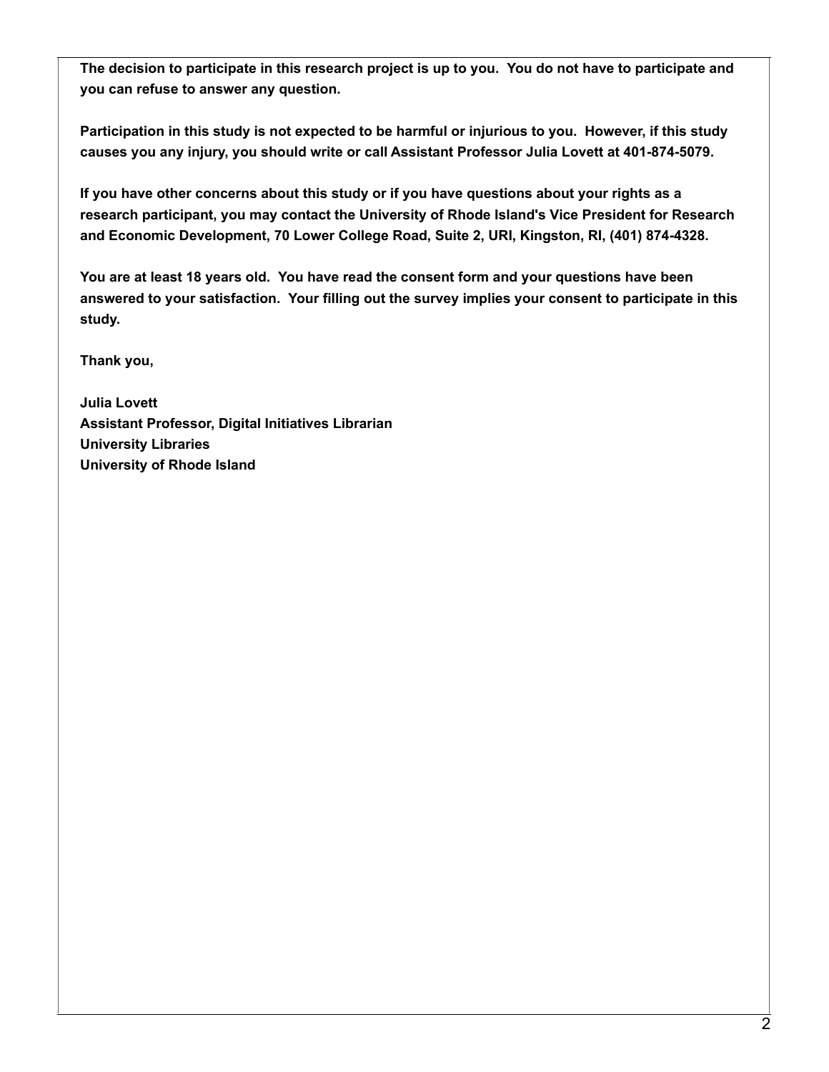**The decision to participate in this research project is up to you. You do not have to participate and you can refuse to answer any question.**

**Participation in this study is not expected to be harmful or injurious to you. However, if this study causes you any injury, you should write or call Assistant Professor Julia Lovett at 401-874-5079.**

**If you have other concerns about this study or if you have questions about your rights as a research participant, you may contact the University of Rhode Island's Vice President for Research and Economic Development, 70 Lower College Road, Suite 2, URI, Kingston, RI, (401) 874-4328.**

**You are at least 18 years old. You have read the consent form and your questions have been answered to your satisfaction. Your filling out the survey implies your consent to participate in this study.**

**Thank you,**

**Julia Lovett**
**Assistant Professor, Digital Initiatives Librarian**
**University Libraries**
**University of Rhode Island**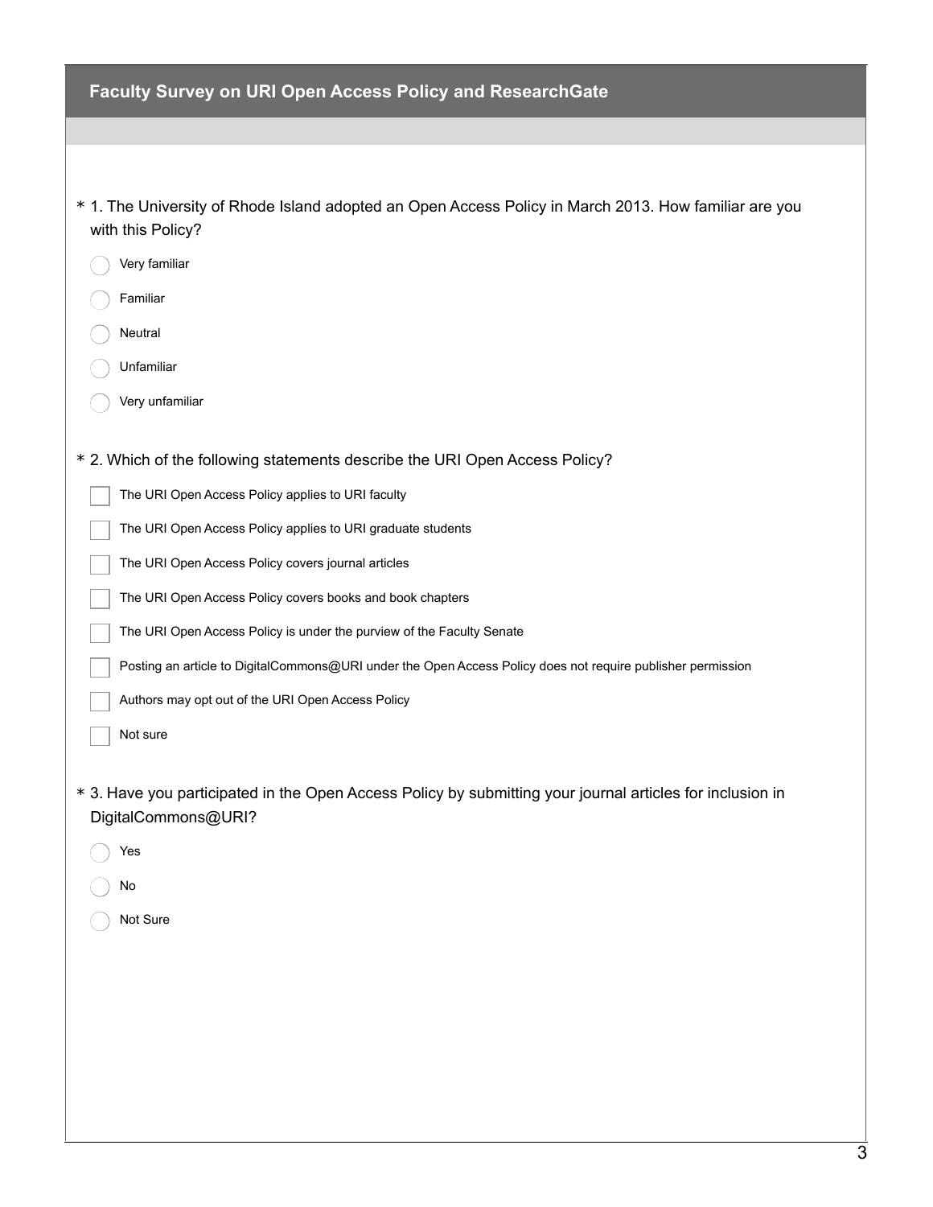## Faculty Survey on URI Open Access Policy and ResearchGate

\* 1. The University of Rhode Island adopted an Open Access Policy in March 2013. How familiar are you with this Policy?

- ◯ Very familiar
- ◯ Familiar
- ◯ Neutral
- ◯ Unfamiliar
- ◯ Very unfamiliar

\* 2. Which of the following statements describe the URI Open Access Policy?

- ☐ The URI Open Access Policy applies to URI faculty
- ☐ The URI Open Access Policy applies to URI graduate students
- ☐ The URI Open Access Policy covers journal articles
- ☐ The URI Open Access Policy covers books and book chapters
- ☐ The URI Open Access Policy is under the purview of the Faculty Senate
- ☐ Posting an article to DigitalCommons@URI under the Open Access Policy does not require publisher permission
- ☐ Authors may opt out of the URI Open Access Policy
- ☐ Not sure

\* 3. Have you participated in the Open Access Policy by submitting your journal articles for inclusion in DigitalCommons@URI?

- ◯ Yes
- ◯ No
- ◯ Not Sure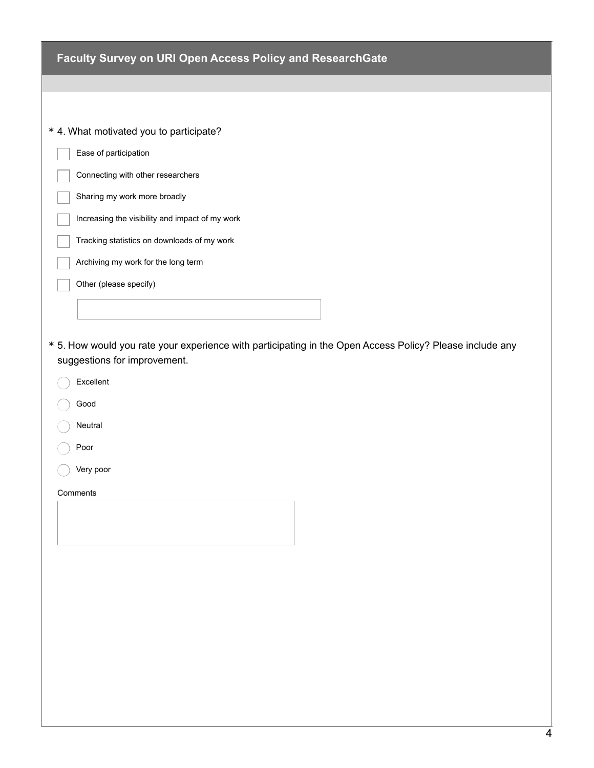## Faculty Survey on URI Open Access Policy and ResearchGate

\* 4. What motivated you to participate?

- [ ] Ease of participation
- [ ] Connecting with other researchers
- [ ] Sharing my work more broadly
- [ ] Increasing the visibility and impact of my work
- [ ] Tracking statistics on downloads of my work
- [ ] Archiving my work for the long term
- [ ] Other (please specify)

\* 5. How would you rate your experience with participating in the Open Access Policy? Please include any suggestions for improvement.

- ( ) Excellent
- ( ) Good
- ( ) Neutral
- ( ) Poor
- ( ) Very poor

Comments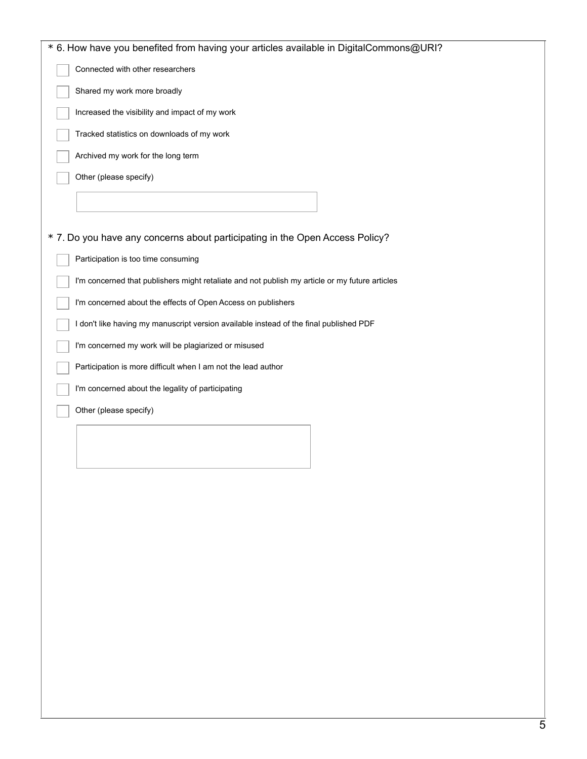\* 6. How have you benefited from having your articles available in DigitalCommons@URI?

- [ ] Connected with other researchers
- [ ] Shared my work more broadly
- [ ] Increased the visibility and impact of my work
- [ ] Tracked statistics on downloads of my work
- [ ] Archived my work for the long term
- [ ] Other (please specify)

\* 7. Do you have any concerns about participating in the Open Access Policy?

- [ ] Participation is too time consuming
- [ ] I'm concerned that publishers might retaliate and not publish my article or my future articles
- [ ] I'm concerned about the effects of Open Access on publishers
- [ ] I don't like having my manuscript version available instead of the final published PDF
- [ ] I'm concerned my work will be plagiarized or misused
- [ ] Participation is more difficult when I am not the lead author
- [ ] I'm concerned about the legality of participating
- [ ] Other (please specify)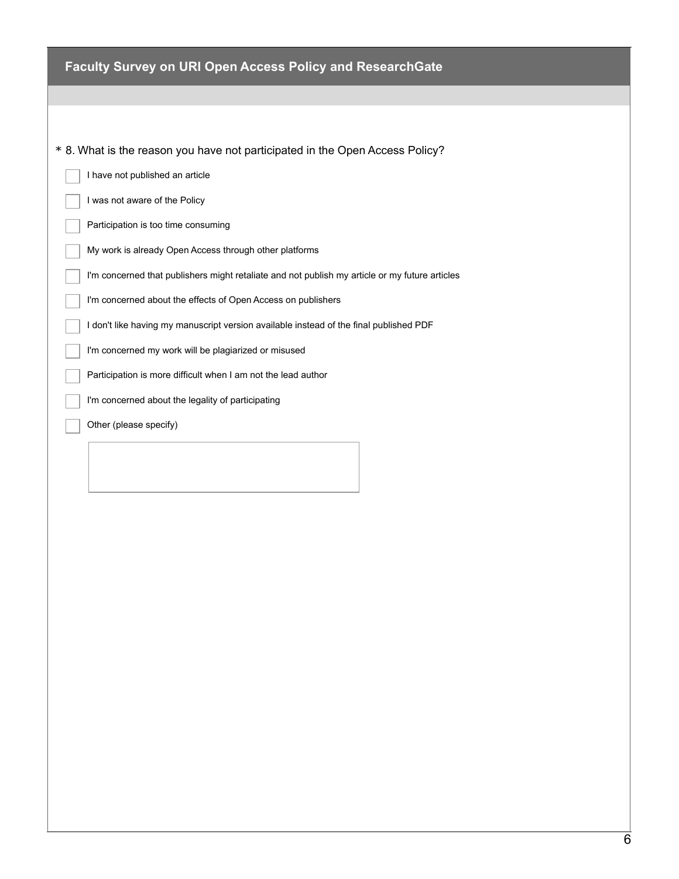## Faculty Survey on URI Open Access Policy and ResearchGate

\* 8. What is the reason you have not participated in the Open Access Policy?

- [ ] I have not published an article
- [ ] I was not aware of the Policy
- [ ] Participation is too time consuming
- [ ] My work is already Open Access through other platforms
- [ ] I'm concerned that publishers might retaliate and not publish my article or my future articles
- [ ] I'm concerned about the effects of Open Access on publishers
- [ ] I don't like having my manuscript version available instead of the final published PDF
- [ ] I'm concerned my work will be plagiarized or misused
- [ ] Participation is more difficult when I am not the lead author
- [ ] I'm concerned about the legality of participating
- [ ] Other (please specify)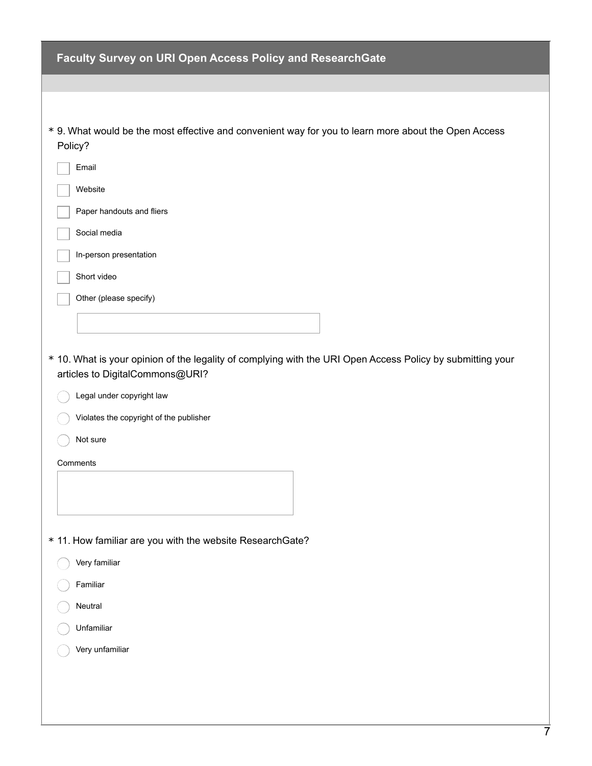## Faculty Survey on URI Open Access Policy and ResearchGate

\* 9. What would be the most effective and convenient way for you to learn more about the Open Access Policy?

- [ ] Email
- [ ] Website
- [ ] Paper handouts and fliers
- [ ] Social media
- [ ] In-person presentation
- [ ] Short video
- [ ] Other (please specify)

\* 10. What is your opinion of the legality of complying with the URI Open Access Policy by submitting your articles to DigitalCommons@URI?

- ○ Legal under copyright law
- ○ Violates the copyright of the publisher
- ○ Not sure

Comments

\* 11. How familiar are you with the website ResearchGate?

- ○ Very familiar
- ○ Familiar
- ○ Neutral
- ○ Unfamiliar
- ○ Very unfamiliar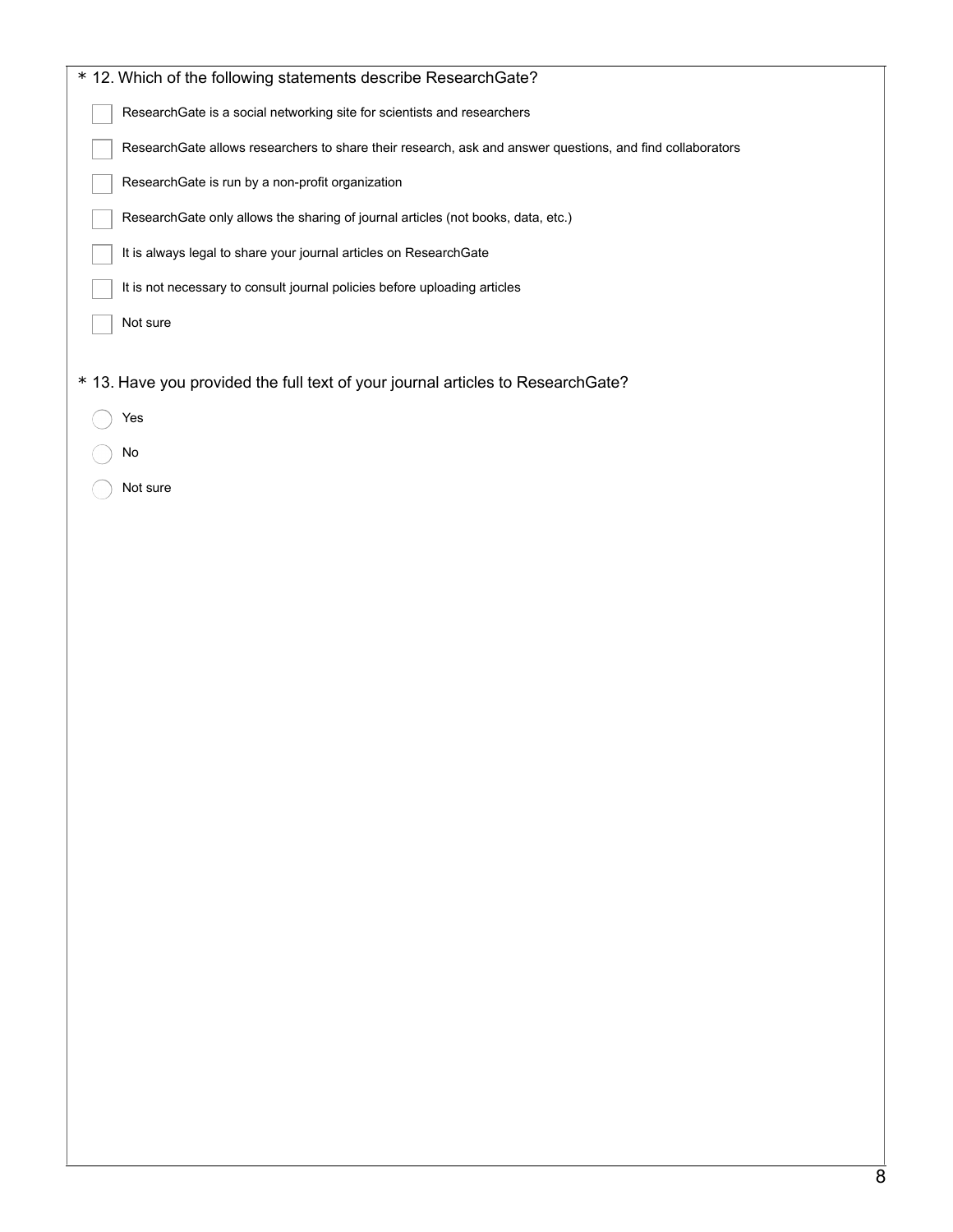\* 12. Which of the following statements describe ResearchGate?

- [ ] ResearchGate is a social networking site for scientists and researchers
- [ ] ResearchGate allows researchers to share their research, ask and answer questions, and find collaborators
- [ ] ResearchGate is run by a non-profit organization
- [ ] ResearchGate only allows the sharing of journal articles (not books, data, etc.)
- [ ] It is always legal to share your journal articles on ResearchGate
- [ ] It is not necessary to consult journal policies before uploading articles
- [ ] Not sure

\* 13. Have you provided the full text of your journal articles to ResearchGate?

- ( ) Yes
- ( ) No
- ( ) Not sure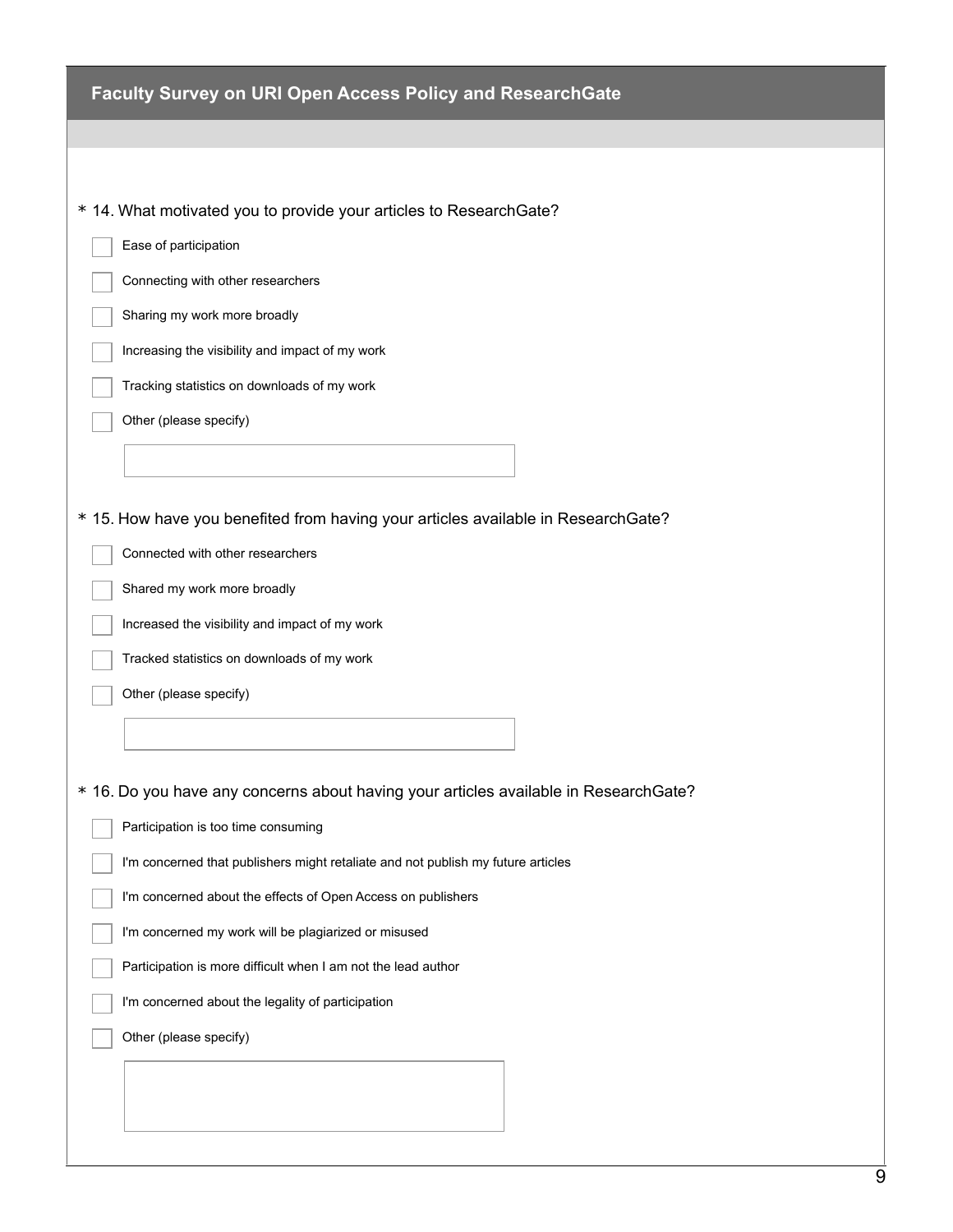## Faculty Survey on URI Open Access Policy and ResearchGate

* 14. What motivated you to provide your articles to ResearchGate?

- [ ] Ease of participation
- [ ] Connecting with other researchers
- [ ] Sharing my work more broadly
- [ ] Increasing the visibility and impact of my work
- [ ] Tracking statistics on downloads of my work
- [ ] Other (please specify)

* 15. How have you benefited from having your articles available in ResearchGate?

- [ ] Connected with other researchers
- [ ] Shared my work more broadly
- [ ] Increased the visibility and impact of my work
- [ ] Tracked statistics on downloads of my work
- [ ] Other (please specify)

* 16. Do you have any concerns about having your articles available in ResearchGate?

- [ ] Participation is too time consuming
- [ ] I'm concerned that publishers might retaliate and not publish my future articles
- [ ] I'm concerned about the effects of Open Access on publishers
- [ ] I'm concerned my work will be plagiarized or misused
- [ ] Participation is more difficult when I am not the lead author
- [ ] I'm concerned about the legality of participation
- [ ] Other (please specify)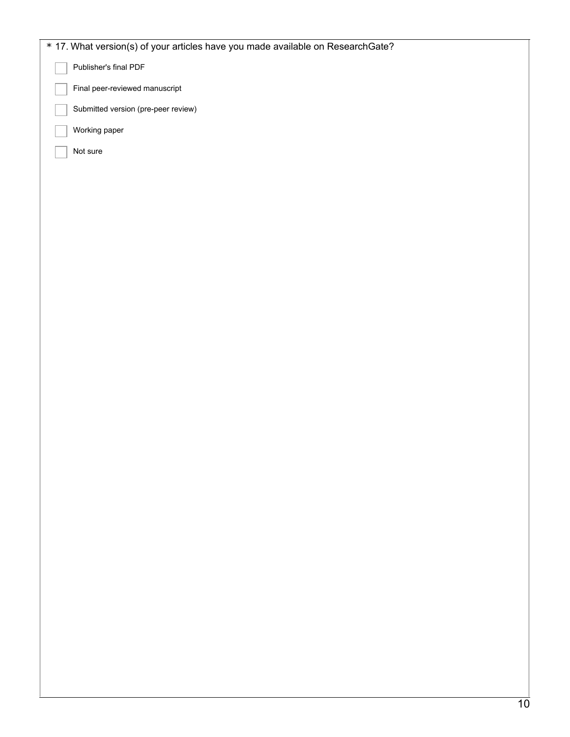\* 17. What version(s) of your articles have you made available on ResearchGate?

- [ ] Publisher's final PDF
- [ ] Final peer-reviewed manuscript
- [ ] Submitted version (pre-peer review)
- [ ] Working paper
- [ ] Not sure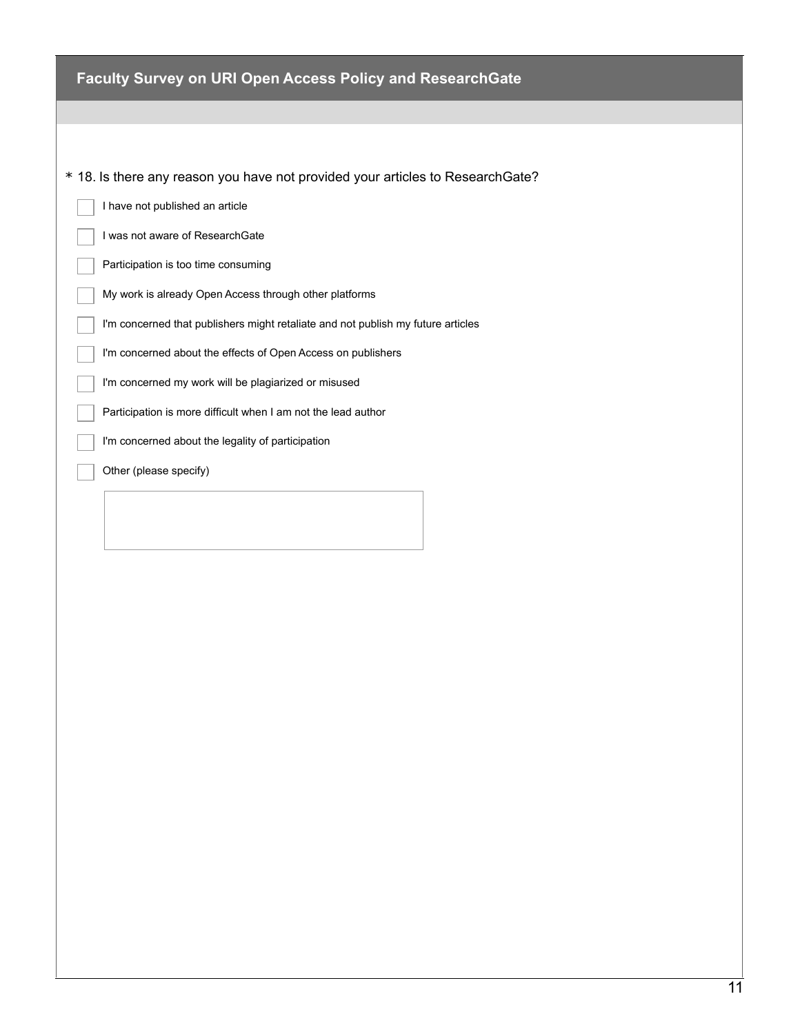## Faculty Survey on URI Open Access Policy and ResearchGate

\* 18. Is there any reason you have not provided your articles to ResearchGate?

- [ ] I have not published an article
- [ ] I was not aware of ResearchGate
- [ ] Participation is too time consuming
- [ ] My work is already Open Access through other platforms
- [ ] I'm concerned that publishers might retaliate and not publish my future articles
- [ ] I'm concerned about the effects of Open Access on publishers
- [ ] I'm concerned my work will be plagiarized or misused
- [ ] Participation is more difficult when I am not the lead author
- [ ] I'm concerned about the legality of participation
- [ ] Other (please specify)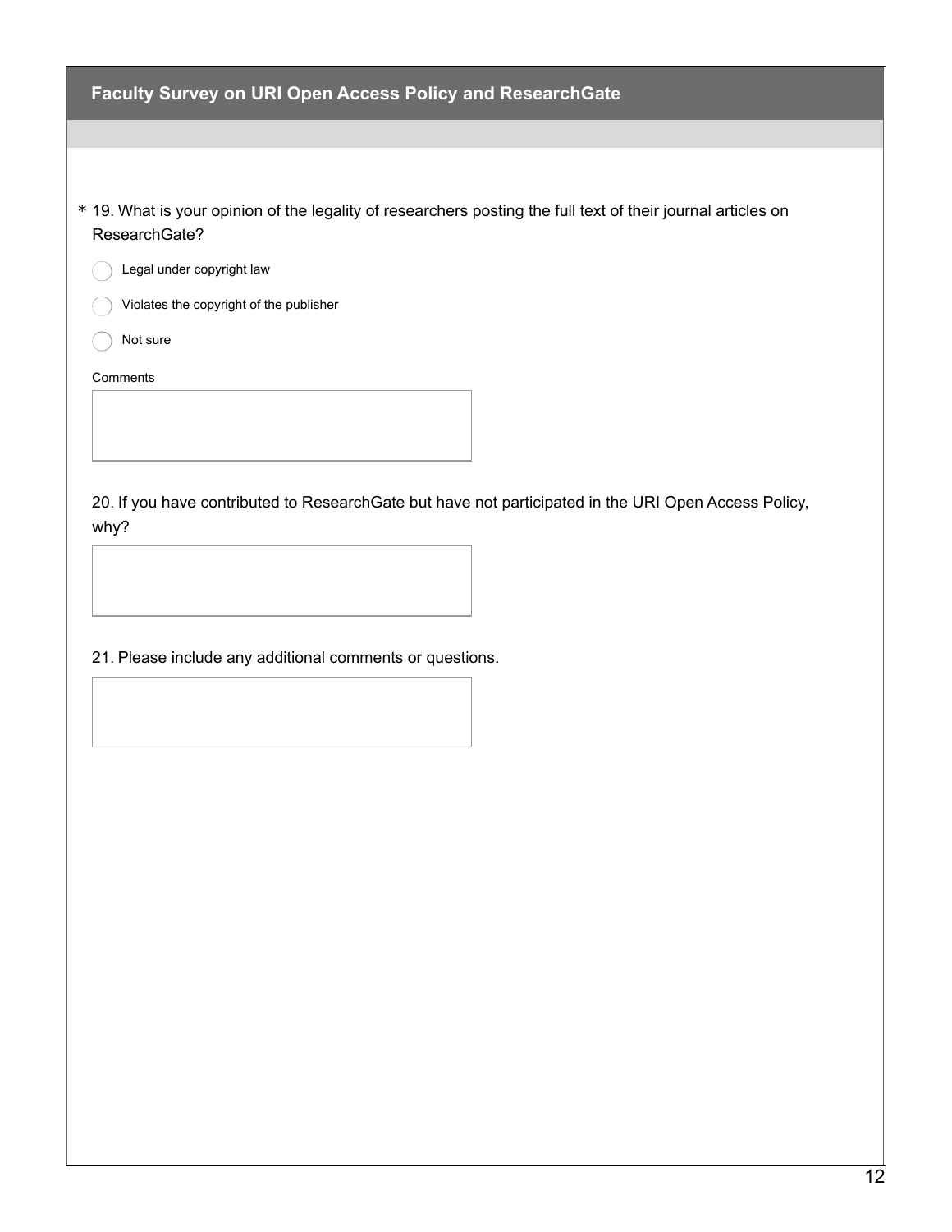## Faculty Survey on URI Open Access Policy and ResearchGate

\* 19. What is your opinion of the legality of researchers posting the full text of their journal articles on ResearchGate?

- ◯ Legal under copyright law
- ◯ Violates the copyright of the publisher
- ◯ Not sure

Comments

20. If you have contributed to ResearchGate but have not participated in the URI Open Access Policy, why?

21. Please include any additional comments or questions.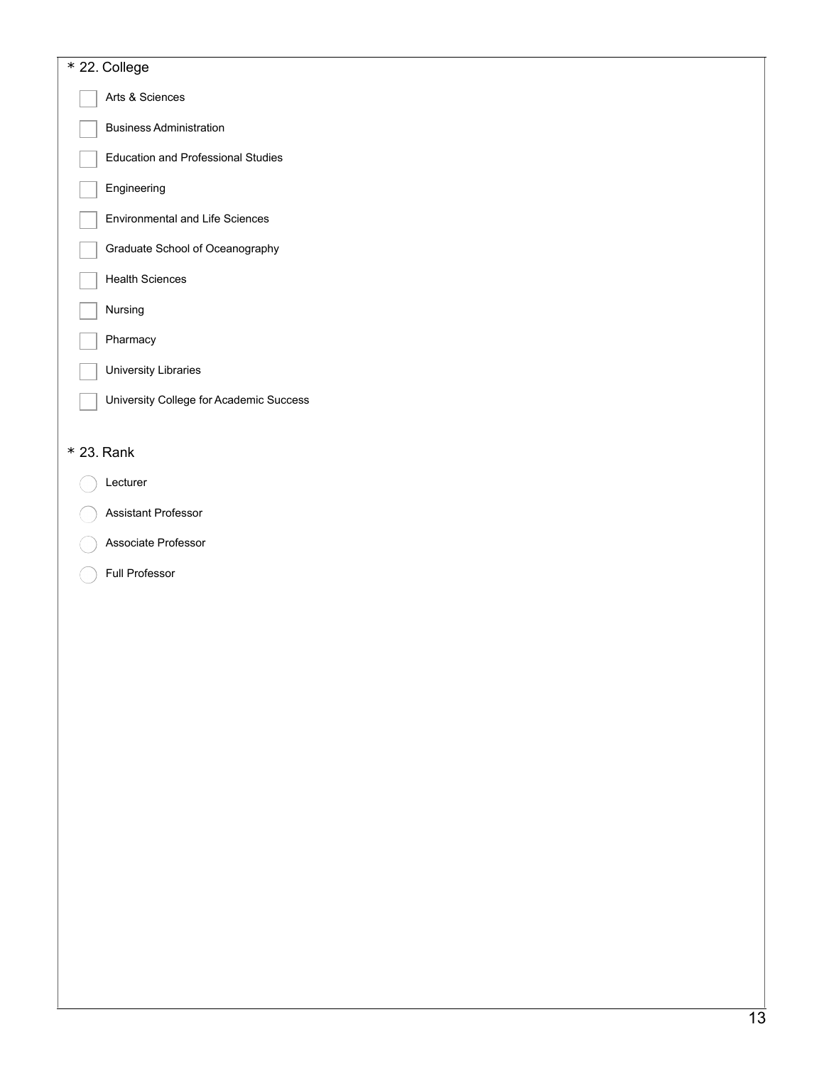\* 22. College

- [ ] Arts & Sciences
- [ ] Business Administration
- [ ] Education and Professional Studies
- [ ] Engineering
- [ ] Environmental and Life Sciences
- [ ] Graduate School of Oceanography
- [ ] Health Sciences
- [ ] Nursing
- [ ] Pharmacy
- [ ] University Libraries
- [ ] University College for Academic Success

\* 23. Rank

- ○ Lecturer
- ○ Assistant Professor
- ○ Associate Professor
- ○ Full Professor